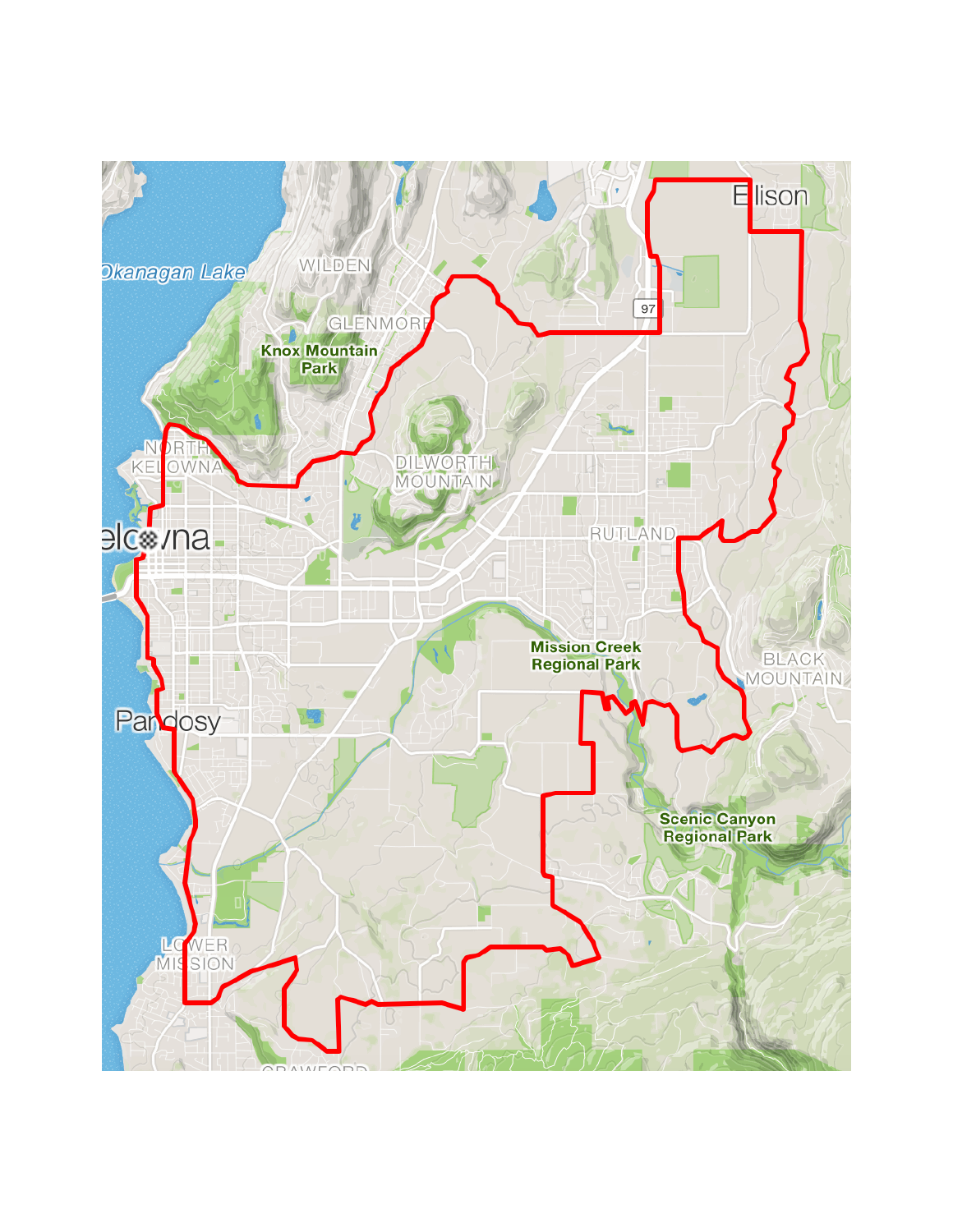Okanagan Lake

WILDEN

GLENMORE

Knox Mountain Park

NORTH KELOWNA

Kelowna

DILWORTH MOUNTAIN

Ellison

97

RUTLAND

Mission Creek Regional Park

BLACK MOUNTAIN

Pandosy

Scenic Canyon Regional Park

LOWER MISSION

CRAWFORD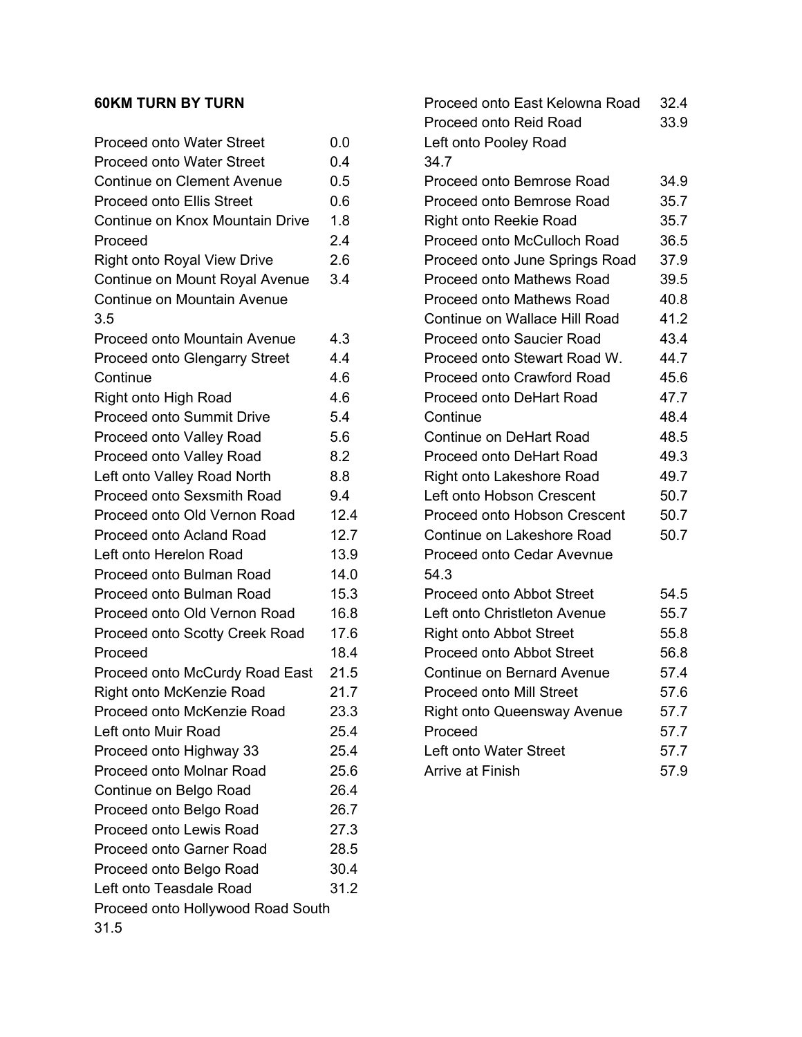**60KM TURN BY TURN**

| | |
|---|---|
| Proceed onto Water Street | 0.0 |
| Proceed onto Water Street | 0.4 |
| Continue on Clement Avenue | 0.5 |
| Proceed onto Ellis Street | 0.6 |
| Continue on Knox Mountain Drive | 1.8 |
| Proceed | 2.4 |
| Right onto Royal View Drive | 2.6 |
| Continue on Mount Royal Avenue | 3.4 |
| Continue on Mountain Avenue | 3.5 |
| Proceed onto Mountain Avenue | 4.3 |
| Proceed onto Glengarry Street | 4.4 |
| Continue | 4.6 |
| Right onto High Road | 4.6 |
| Proceed onto Summit Drive | 5.4 |
| Proceed onto Valley Road | 5.6 |
| Proceed onto Valley Road | 8.2 |
| Left onto Valley Road North | 8.8 |
| Proceed onto Sexsmith Road | 9.4 |
| Proceed onto Old Vernon Road | 12.4 |
| Proceed onto Acland Road | 12.7 |
| Left onto Herelon Road | 13.9 |
| Proceed onto Bulman Road | 14.0 |
| Proceed onto Bulman Road | 15.3 |
| Proceed onto Old Vernon Road | 16.8 |
| Proceed onto Scotty Creek Road | 17.6 |
| Proceed | 18.4 |
| Proceed onto McCurdy Road East | 21.5 |
| Right onto McKenzie Road | 21.7 |
| Proceed onto McKenzie Road | 23.3 |
| Left onto Muir Road | 25.4 |
| Proceed onto Highway 33 | 25.4 |
| Proceed onto Molnar Road | 25.6 |
| Continue on Belgo Road | 26.4 |
| Proceed onto Belgo Road | 26.7 |
| Proceed onto Lewis Road | 27.3 |
| Proceed onto Garner Road | 28.5 |
| Proceed onto Belgo Road | 30.4 |
| Left onto Teasdale Road | 31.2 |
| Proceed onto Hollywood Road South | 31.5 |
| Proceed onto East Kelowna Road | 32.4 |
| Proceed onto Reid Road | 33.9 |
| Left onto Pooley Road | 34.7 |
| Proceed onto Bemrose Road | 34.9 |
| Proceed onto Bemrose Road | 35.7 |
| Right onto Reekie Road | 35.7 |
| Proceed onto McCulloch Road | 36.5 |
| Proceed onto June Springs Road | 37.9 |
| Proceed onto Mathews Road | 39.5 |
| Proceed onto Mathews Road | 40.8 |
| Continue on Wallace Hill Road | 41.2 |
| Proceed onto Saucier Road | 43.4 |
| Proceed onto Stewart Road W. | 44.7 |
| Proceed onto Crawford Road | 45.6 |
| Proceed onto DeHart Road | 47.7 |
| Continue | 48.4 |
| Continue on DeHart Road | 48.5 |
| Proceed onto DeHart Road | 49.3 |
| Right onto Lakeshore Road | 49.7 |
| Left onto Hobson Crescent | 50.7 |
| Proceed onto Hobson Crescent | 50.7 |
| Continue on Lakeshore Road | 50.7 |
| Proceed onto Cedar Avevnue | 54.3 |
| Proceed onto Abbot Street | 54.5 |
| Left onto Christleton Avenue | 55.7 |
| Right onto Abbot Street | 55.8 |
| Proceed onto Abbot Street | 56.8 |
| Continue on Bernard Avenue | 57.4 |
| Proceed onto Mill Street | 57.6 |
| Right onto Queensway Avenue | 57.7 |
| Proceed | 57.7 |
| Left onto Water Street | 57.7 |
| Arrive at Finish | 57.9 |